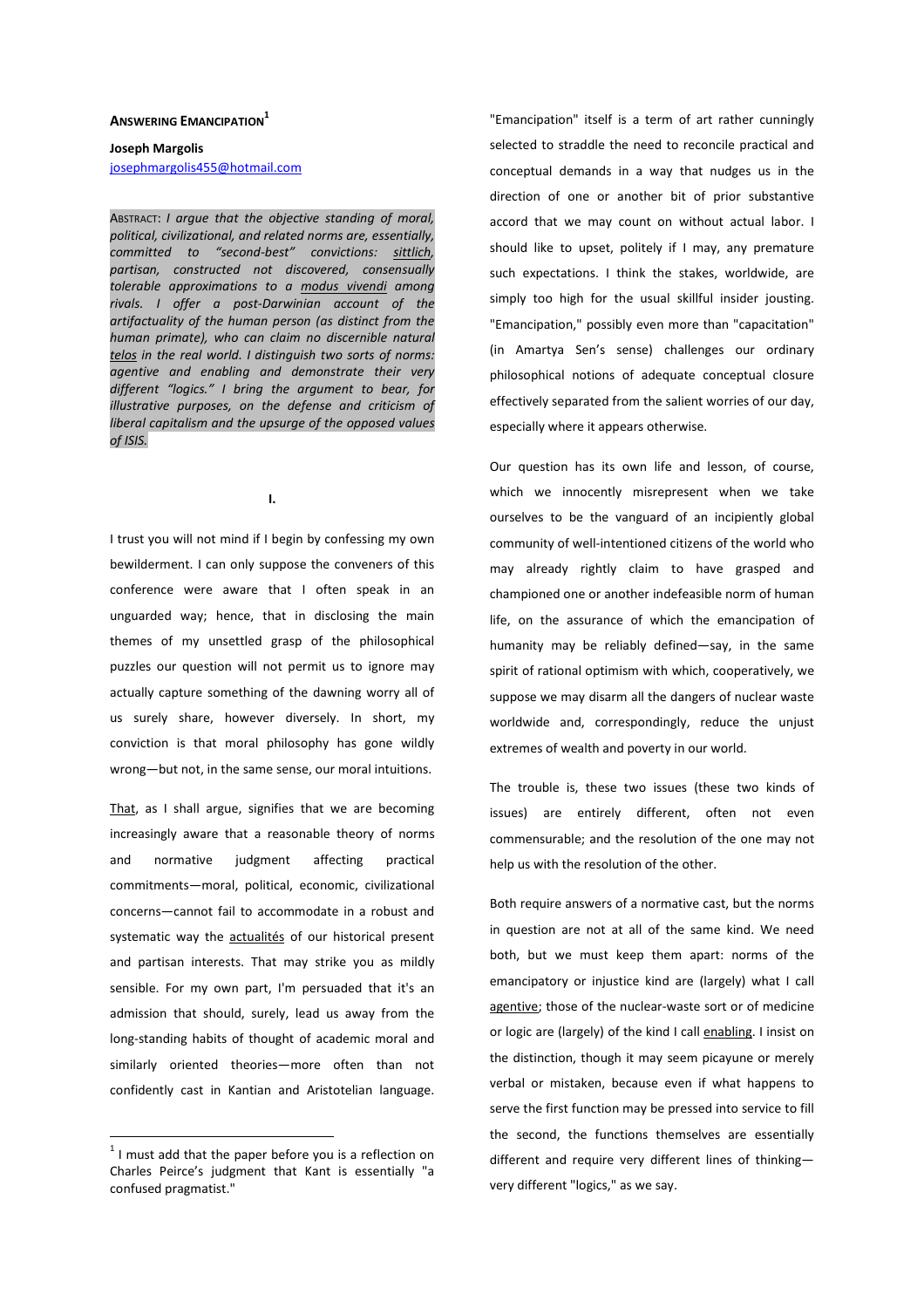# ANSWERING EMANCIPATION[1]

**Joseph Margolis**
josephmargolis455@hotmail.com

ABSTRACT: *I argue that the objective standing of moral, political, civilizational, and related norms are, essentially, committed to "second-best" convictions: sittlich, partisan, constructed not discovered, consensually tolerable approximations to a modus vivendi among rivals. I offer a post-Darwinian account of the artifactuality of the human person (as distinct from the human primate), who can claim no discernible natural telos in the real world. I distinguish two sorts of norms: agentive and enabling and demonstrate their very different "logics." I bring the argument to bear, for illustrative purposes, on the defense and criticism of liberal capitalism and the upsurge of the opposed values of ISIS.*

## I.

I trust you will not mind if I begin by confessing my own bewilderment. I can only suppose the conveners of this conference were aware that I often speak in an unguarded way; hence, that in disclosing the main themes of my unsettled grasp of the philosophical puzzles our question will not permit us to ignore may actually capture something of the dawning worry all of us surely share, however diversely. In short, my conviction is that moral philosophy has gone wildly wrong—but not, in the same sense, our moral intuitions.

That, as I shall argue, signifies that we are becoming increasingly aware that a reasonable theory of norms and normative judgment affecting practical commitments—moral, political, economic, civilizational concerns—cannot fail to accommodate in a robust and systematic way the actualités of our historical present and partisan interests. That may strike you as mildly sensible. For my own part, I'm persuaded that it's an admission that should, surely, lead us away from the long-standing habits of thought of academic moral and similarly oriented theories—more often than not confidently cast in Kantian and Aristotelian language. "Emancipation" itself is a term of art rather cunningly selected to straddle the need to reconcile practical and conceptual demands in a way that nudges us in the direction of one or another bit of prior substantive accord that we may count on without actual labor. I should like to upset, politely if I may, any premature such expectations. I think the stakes, worldwide, are simply too high for the usual skillful insider jousting. "Emancipation," possibly even more than "capacitation" (in Amartya Sen's sense) challenges our ordinary philosophical notions of adequate conceptual closure effectively separated from the salient worries of our day, especially where it appears otherwise.

Our question has its own life and lesson, of course, which we innocently misrepresent when we take ourselves to be the vanguard of an incipiently global community of well-intentioned citizens of the world who may already rightly claim to have grasped and championed one or another indefeasible norm of human life, on the assurance of which the emancipation of humanity may be reliably defined—say, in the same spirit of rational optimism with which, cooperatively, we suppose we may disarm all the dangers of nuclear waste worldwide and, correspondingly, reduce the unjust extremes of wealth and poverty in our world.

The trouble is, these two issues (these two kinds of issues) are entirely different, often not even commensurable; and the resolution of the one may not help us with the resolution of the other.

Both require answers of a normative cast, but the norms in question are not at all of the same kind. We need both, but we must keep them apart: norms of the emancipatory or injustice kind are (largely) what I call agentive; those of the nuclear-waste sort or of medicine or logic are (largely) of the kind I call enabling. I insist on the distinction, though it may seem picayune or merely verbal or mistaken, because even if what happens to serve the first function may be pressed into service to fill the second, the functions themselves are essentially different and require very different lines of thinking—very different "logics," as we say.

[1] I must add that the paper before you is a reflection on Charles Peirce's judgment that Kant is essentially "a confused pragmatist."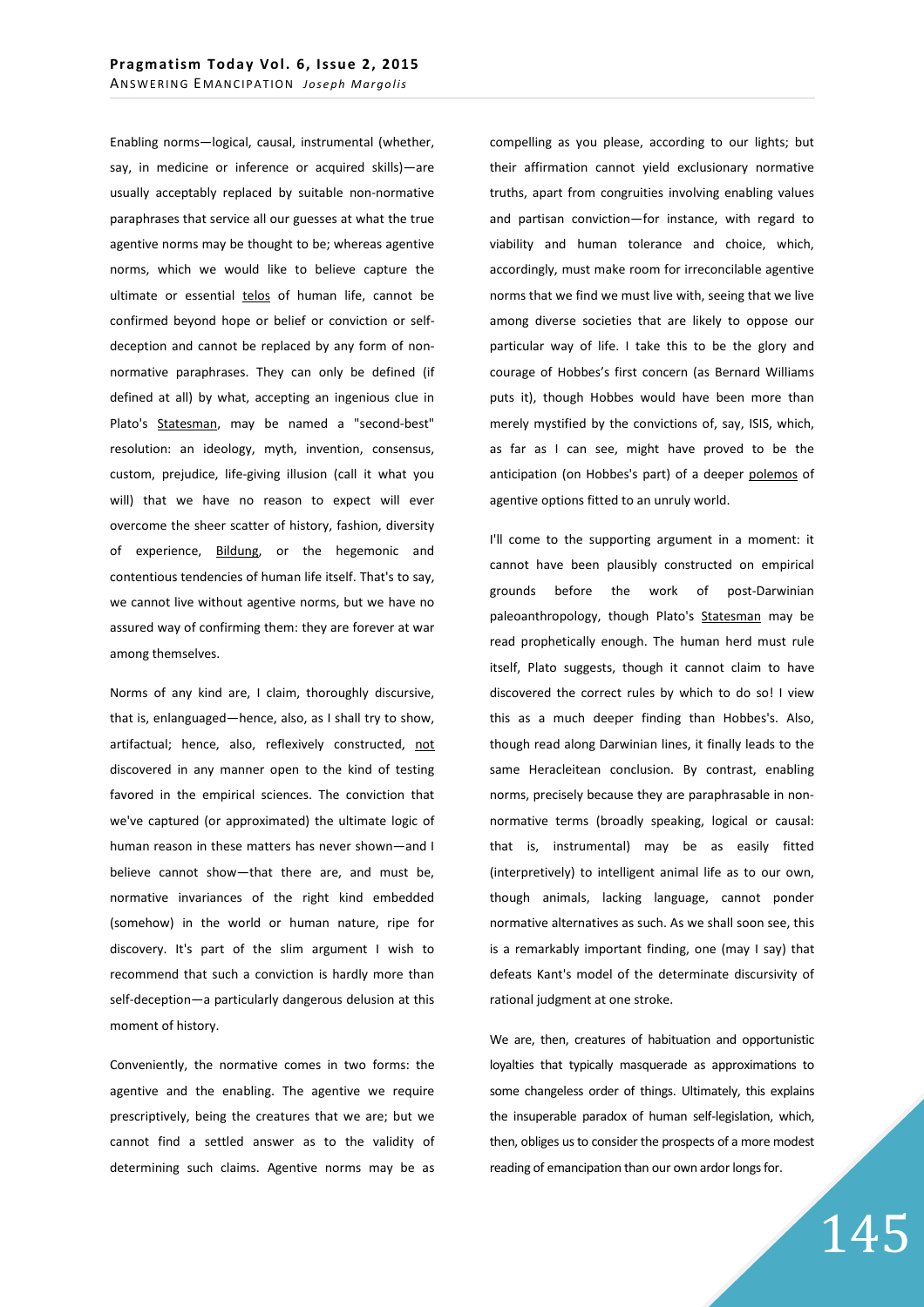Enabling norms—logical, causal, instrumental (whether, say, in medicine or inference or acquired skills)—are usually acceptably replaced by suitable non-normative paraphrases that service all our guesses at what the true agentive norms may be thought to be; whereas agentive norms, which we would like to believe capture the ultimate or essential telos of human life, cannot be confirmed beyond hope or belief or conviction or self-deception and cannot be replaced by any form of non-normative paraphrases. They can only be defined (if defined at all) by what, accepting an ingenious clue in Plato's Statesman, may be named a "second-best" resolution: an ideology, myth, invention, consensus, custom, prejudice, life-giving illusion (call it what you will) that we have no reason to expect will ever overcome the sheer scatter of history, fashion, diversity of experience, Bildung, or the hegemonic and contentious tendencies of human life itself. That's to say, we cannot live without agentive norms, but we have no assured way of confirming them: they are forever at war among themselves.

Norms of any kind are, I claim, thoroughly discursive, that is, enlanguaged—hence, also, as I shall try to show, artifactual; hence, also, reflexively constructed, not discovered in any manner open to the kind of testing favored in the empirical sciences. The conviction that we've captured (or approximated) the ultimate logic of human reason in these matters has never shown—and I believe cannot show—that there are, and must be, normative invariances of the right kind embedded (somehow) in the world or human nature, ripe for discovery. It's part of the slim argument I wish to recommend that such a conviction is hardly more than self-deception—a particularly dangerous delusion at this moment of history.

Conveniently, the normative comes in two forms: the agentive and the enabling. The agentive we require prescriptively, being the creatures that we are; but we cannot find a settled answer as to the validity of determining such claims. Agentive norms may be as compelling as you please, according to our lights; but their affirmation cannot yield exclusionary normative truths, apart from congruities involving enabling values and partisan conviction—for instance, with regard to viability and human tolerance and choice, which, accordingly, must make room for irreconcilable agentive norms that we find we must live with, seeing that we live among diverse societies that are likely to oppose our particular way of life. I take this to be the glory and courage of Hobbes's first concern (as Bernard Williams puts it), though Hobbes would have been more than merely mystified by the convictions of, say, ISIS, which, as far as I can see, might have proved to be the anticipation (on Hobbes's part) of a deeper polemos of agentive options fitted to an unruly world.

I'll come to the supporting argument in a moment: it cannot have been plausibly constructed on empirical grounds before the work of post-Darwinian paleoanthropology, though Plato's Statesman may be read prophetically enough. The human herd must rule itself, Plato suggests, though it cannot claim to have discovered the correct rules by which to do so! I view this as a much deeper finding than Hobbes's. Also, though read along Darwinian lines, it finally leads to the same Heracleitean conclusion. By contrast, enabling norms, precisely because they are paraphrasable in non-normative terms (broadly speaking, logical or causal: that is, instrumental) may be as easily fitted (interpretively) to intelligent animal life as to our own, though animals, lacking language, cannot ponder normative alternatives as such. As we shall soon see, this is a remarkably important finding, one (may I say) that defeats Kant's model of the determinate discursivity of rational judgment at one stroke.

We are, then, creatures of habituation and opportunistic loyalties that typically masquerade as approximations to some changeless order of things. Ultimately, this explains the insuperable paradox of human self-legislation, which, then, obliges us to consider the prospects of a more modest reading of emancipation than our own ardor longs for.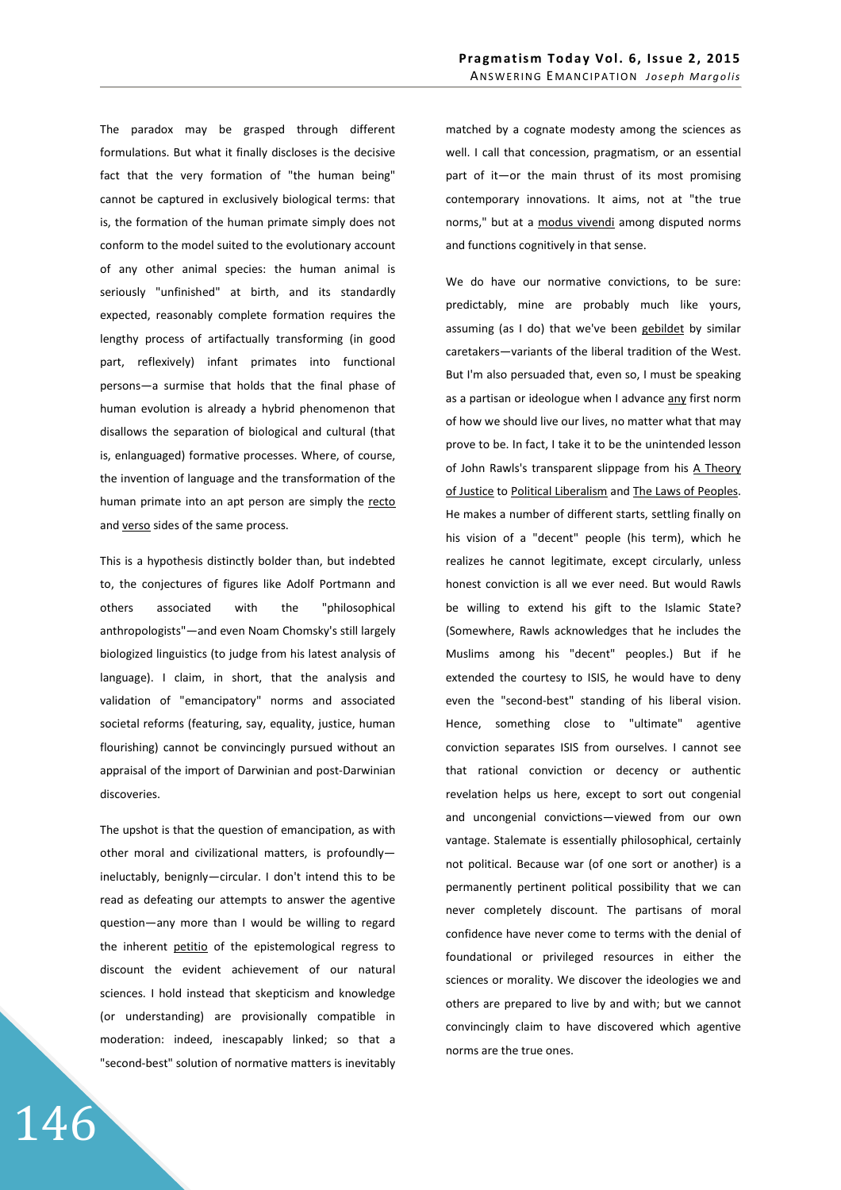The paradox may be grasped through different formulations. But what it finally discloses is the decisive fact that the very formation of "the human being" cannot be captured in exclusively biological terms: that is, the formation of the human primate simply does not conform to the model suited to the evolutionary account of any other animal species: the human animal is seriously "unfinished" at birth, and its standardly expected, reasonably complete formation requires the lengthy process of artifactually transforming (in good part, reflexively) infant primates into functional persons—a surmise that holds that the final phase of human evolution is already a hybrid phenomenon that disallows the separation of biological and cultural (that is, enlanguaged) formative processes. Where, of course, the invention of language and the transformation of the human primate into an apt person are simply the recto and verso sides of the same process.

This is a hypothesis distinctly bolder than, but indebted to, the conjectures of figures like Adolf Portmann and others associated with the "philosophical anthropologists"—and even Noam Chomsky's still largely biologized linguistics (to judge from his latest analysis of language). I claim, in short, that the analysis and validation of "emancipatory" norms and associated societal reforms (featuring, say, equality, justice, human flourishing) cannot be convincingly pursued without an appraisal of the import of Darwinian and post-Darwinian discoveries.

The upshot is that the question of emancipation, as with other moral and civilizational matters, is profoundly—ineluctably, benignly—circular. I don't intend this to be read as defeating our attempts to answer the agentive question—any more than I would be willing to regard the inherent petitio of the epistemological regress to discount the evident achievement of our natural sciences. I hold instead that skepticism and knowledge (or understanding) are provisionally compatible in moderation: indeed, inescapably linked; so that a "second-best" solution of normative matters is inevitably matched by a cognate modesty among the sciences as well. I call that concession, pragmatism, or an essential part of it—or the main thrust of its most promising contemporary innovations. It aims, not at "the true norms," but at a modus vivendi among disputed norms and functions cognitively in that sense.

We do have our normative convictions, to be sure: predictably, mine are probably much like yours, assuming (as I do) that we've been gebildet by similar caretakers—variants of the liberal tradition of the West. But I'm also persuaded that, even so, I must be speaking as a partisan or ideologue when I advance any first norm of how we should live our lives, no matter what that may prove to be. In fact, I take it to be the unintended lesson of John Rawls's transparent slippage from his A Theory of Justice to Political Liberalism and The Laws of Peoples. He makes a number of different starts, settling finally on his vision of a "decent" people (his term), which he realizes he cannot legitimate, except circularly, unless honest conviction is all we ever need. But would Rawls be willing to extend his gift to the Islamic State? (Somewhere, Rawls acknowledges that he includes the Muslims among his "decent" peoples.) But if he extended the courtesy to ISIS, he would have to deny even the "second-best" standing of his liberal vision. Hence, something close to "ultimate" agentive conviction separates ISIS from ourselves. I cannot see that rational conviction or decency or authentic revelation helps us here, except to sort out congenial and uncongenial convictions—viewed from our own vantage. Stalemate is essentially philosophical, certainly not political. Because war (of one sort or another) is a permanently pertinent political possibility that we can never completely discount. The partisans of moral confidence have never come to terms with the denial of foundational or privileged resources in either the sciences or morality. We discover the ideologies we and others are prepared to live by and with; but we cannot convincingly claim to have discovered which agentive norms are the true ones.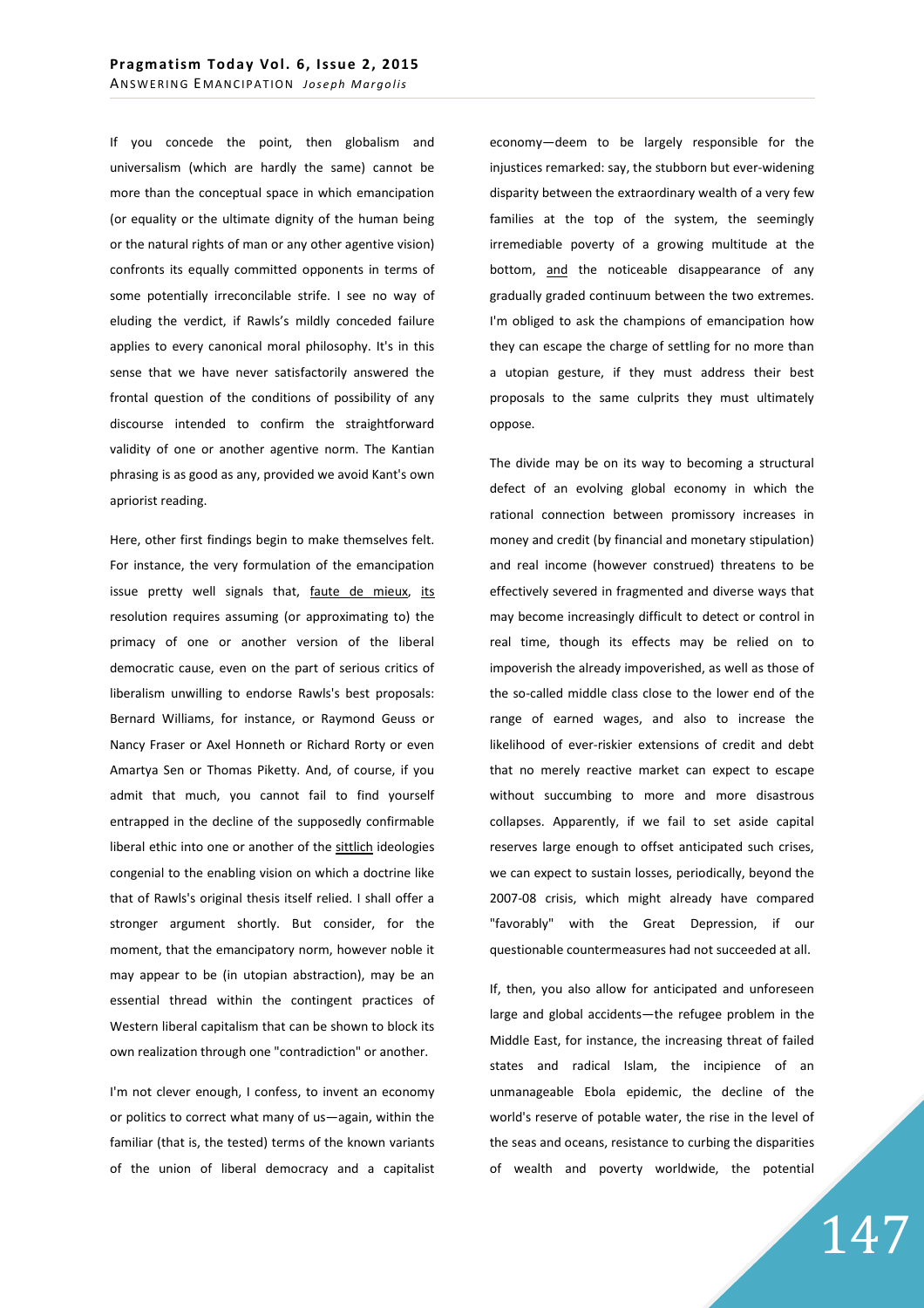If you concede the point, then globalism and universalism (which are hardly the same) cannot be more than the conceptual space in which emancipation (or equality or the ultimate dignity of the human being or the natural rights of man or any other agentive vision) confronts its equally committed opponents in terms of some potentially irreconcilable strife. I see no way of eluding the verdict, if Rawls's mildly conceded failure applies to every canonical moral philosophy. It's in this sense that we have never satisfactorily answered the frontal question of the conditions of possibility of any discourse intended to confirm the straightforward validity of one or another agentive norm. The Kantian phrasing is as good as any, provided we avoid Kant's own apriorist reading.

Here, other first findings begin to make themselves felt. For instance, the very formulation of the emancipation issue pretty well signals that, faute de mieux, its resolution requires assuming (or approximating to) the primacy of one or another version of the liberal democratic cause, even on the part of serious critics of liberalism unwilling to endorse Rawls's best proposals: Bernard Williams, for instance, or Raymond Geuss or Nancy Fraser or Axel Honneth or Richard Rorty or even Amartya Sen or Thomas Piketty. And, of course, if you admit that much, you cannot fail to find yourself entrapped in the decline of the supposedly confirmable liberal ethic into one or another of the sittlich ideologies congenial to the enabling vision on which a doctrine like that of Rawls's original thesis itself relied. I shall offer a stronger argument shortly. But consider, for the moment, that the emancipatory norm, however noble it may appear to be (in utopian abstraction), may be an essential thread within the contingent practices of Western liberal capitalism that can be shown to block its own realization through one "contradiction" or another.

I'm not clever enough, I confess, to invent an economy or politics to correct what many of us—again, within the familiar (that is, the tested) terms of the known variants of the union of liberal democracy and a capitalist economy—deem to be largely responsible for the injustices remarked: say, the stubborn but ever-widening disparity between the extraordinary wealth of a very few families at the top of the system, the seemingly irremediable poverty of a growing multitude at the bottom, and the noticeable disappearance of any gradually graded continuum between the two extremes. I'm obliged to ask the champions of emancipation how they can escape the charge of settling for no more than a utopian gesture, if they must address their best proposals to the same culprits they must ultimately oppose.

The divide may be on its way to becoming a structural defect of an evolving global economy in which the rational connection between promissory increases in money and credit (by financial and monetary stipulation) and real income (however construed) threatens to be effectively severed in fragmented and diverse ways that may become increasingly difficult to detect or control in real time, though its effects may be relied on to impoverish the already impoverished, as well as those of the so-called middle class close to the lower end of the range of earned wages, and also to increase the likelihood of ever-riskier extensions of credit and debt that no merely reactive market can expect to escape without succumbing to more and more disastrous collapses. Apparently, if we fail to set aside capital reserves large enough to offset anticipated such crises, we can expect to sustain losses, periodically, beyond the 2007-08 crisis, which might already have compared "favorably" with the Great Depression, if our questionable countermeasures had not succeeded at all.

If, then, you also allow for anticipated and unforeseen large and global accidents—the refugee problem in the Middle East, for instance, the increasing threat of failed states and radical Islam, the incipience of an unmanageable Ebola epidemic, the decline of the world's reserve of potable water, the rise in the level of the seas and oceans, resistance to curbing the disparities of wealth and poverty worldwide, the potential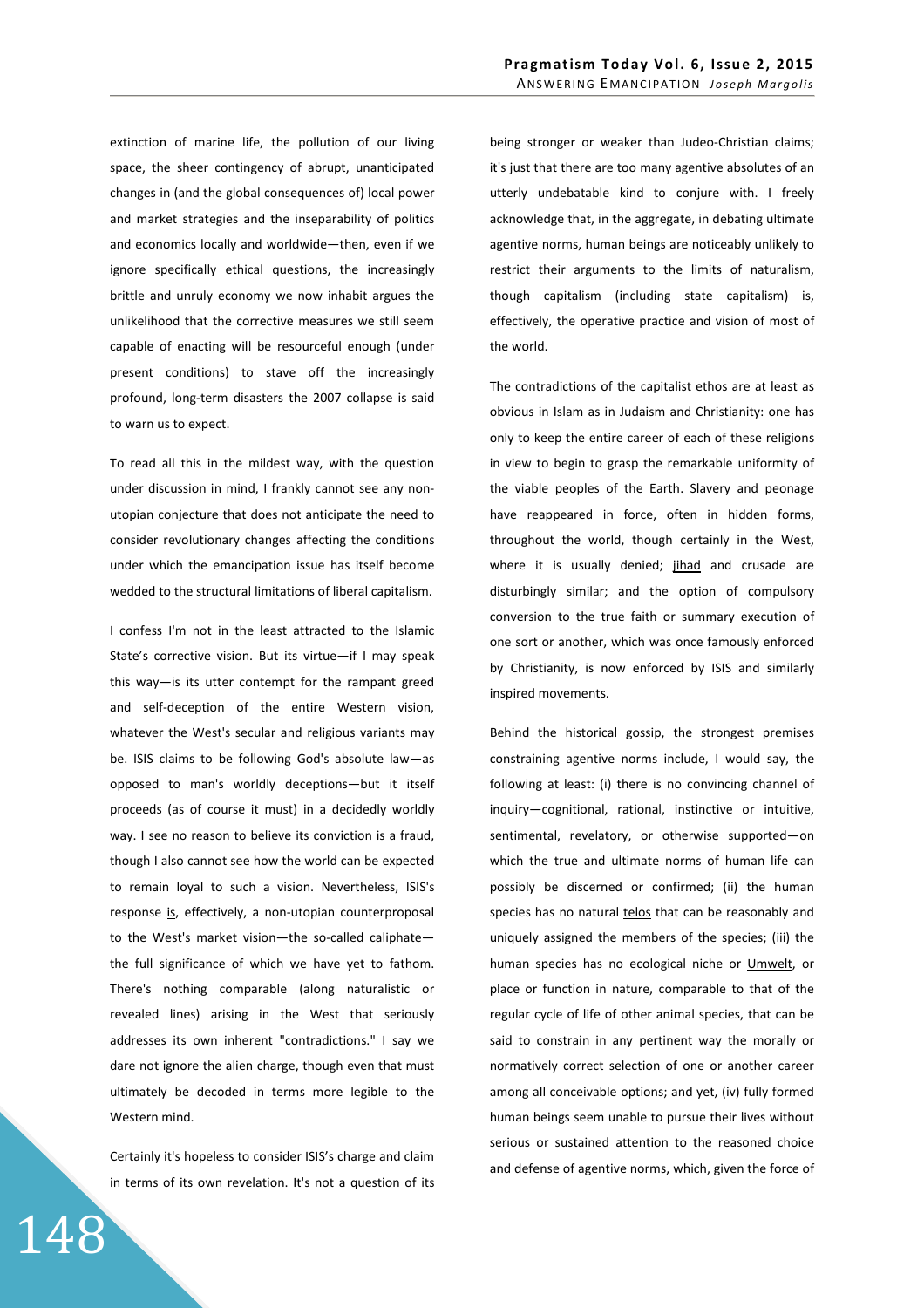extinction of marine life, the pollution of our living space, the sheer contingency of abrupt, unanticipated changes in (and the global consequences of) local power and market strategies and the inseparability of politics and economics locally and worldwide—then, even if we ignore specifically ethical questions, the increasingly brittle and unruly economy we now inhabit argues the unlikelihood that the corrective measures we still seem capable of enacting will be resourceful enough (under present conditions) to stave off the increasingly profound, long-term disasters the 2007 collapse is said to warn us to expect.

To read all this in the mildest way, with the question under discussion in mind, I frankly cannot see any non-utopian conjecture that does not anticipate the need to consider revolutionary changes affecting the conditions under which the emancipation issue has itself become wedded to the structural limitations of liberal capitalism.

I confess I'm not in the least attracted to the Islamic State's corrective vision. But its virtue—if I may speak this way—is its utter contempt for the rampant greed and self-deception of the entire Western vision, whatever the West's secular and religious variants may be. ISIS claims to be following God's absolute law—as opposed to man's worldly deceptions—but it itself proceeds (as of course it must) in a decidedly worldly way. I see no reason to believe its conviction is a fraud, though I also cannot see how the world can be expected to remain loyal to such a vision. Nevertheless, ISIS's response is, effectively, a non-utopian counterproposal to the West's market vision—the so-called caliphate—the full significance of which we have yet to fathom. There's nothing comparable (along naturalistic or revealed lines) arising in the West that seriously addresses its own inherent "contradictions." I say we dare not ignore the alien charge, though even that must ultimately be decoded in terms more legible to the Western mind.

Certainly it's hopeless to consider ISIS's charge and claim in terms of its own revelation. It's not a question of its being stronger or weaker than Judeo-Christian claims; it's just that there are too many agentive absolutes of an utterly undebatable kind to conjure with. I freely acknowledge that, in the aggregate, in debating ultimate agentive norms, human beings are noticeably unlikely to restrict their arguments to the limits of naturalism, though capitalism (including state capitalism) is, effectively, the operative practice and vision of most of the world.

The contradictions of the capitalist ethos are at least as obvious in Islam as in Judaism and Christianity: one has only to keep the entire career of each of these religions in view to begin to grasp the remarkable uniformity of the viable peoples of the Earth. Slavery and peonage have reappeared in force, often in hidden forms, throughout the world, though certainly in the West, where it is usually denied; jihad and crusade are disturbingly similar; and the option of compulsory conversion to the true faith or summary execution of one sort or another, which was once famously enforced by Christianity, is now enforced by ISIS and similarly inspired movements.

Behind the historical gossip, the strongest premises constraining agentive norms include, I would say, the following at least: (i) there is no convincing channel of inquiry—cognitional, rational, instinctive or intuitive, sentimental, revelatory, or otherwise supported—on which the true and ultimate norms of human life can possibly be discerned or confirmed; (ii) the human species has no natural telos that can be reasonably and uniquely assigned the members of the species; (iii) the human species has no ecological niche or Umwelt, or place or function in nature, comparable to that of the regular cycle of life of other animal species, that can be said to constrain in any pertinent way the morally or normatively correct selection of one or another career among all conceivable options; and yet, (iv) fully formed human beings seem unable to pursue their lives without serious or sustained attention to the reasoned choice and defense of agentive norms, which, given the force of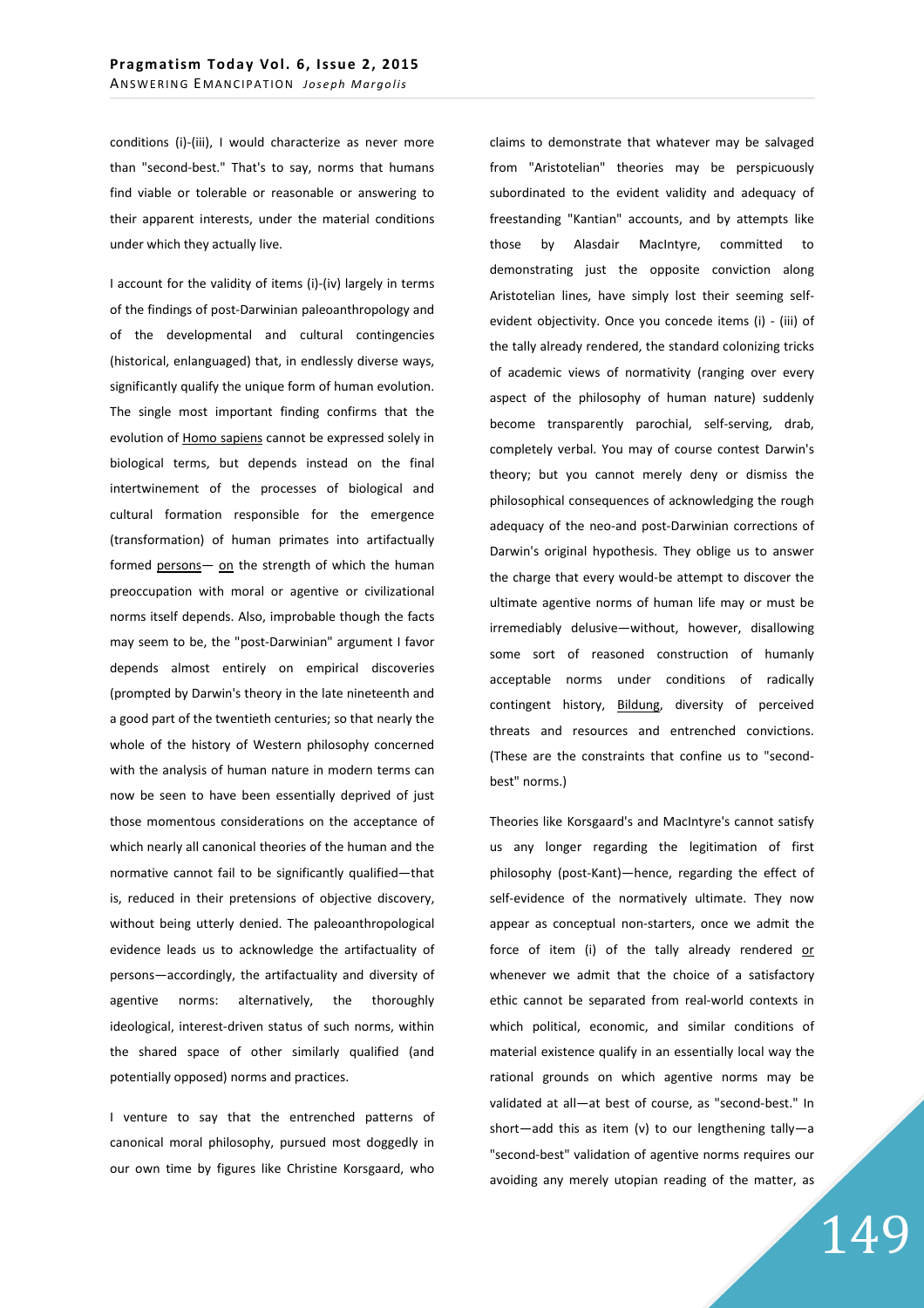conditions (i)-(iii), I would characterize as never more than "second-best." That's to say, norms that humans find viable or tolerable or reasonable or answering to their apparent interests, under the material conditions under which they actually live.

I account for the validity of items (i)-(iv) largely in terms of the findings of post-Darwinian paleoanthropology and of the developmental and cultural contingencies (historical, enlanguaged) that, in endlessly diverse ways, significantly qualify the unique form of human evolution. The single most important finding confirms that the evolution of Homo sapiens cannot be expressed solely in biological terms, but depends instead on the final intertwinement of the processes of biological and cultural formation responsible for the emergence (transformation) of human primates into artifactually formed persons— on the strength of which the human preoccupation with moral or agentive or civilizational norms itself depends. Also, improbable though the facts may seem to be, the "post-Darwinian" argument I favor depends almost entirely on empirical discoveries (prompted by Darwin's theory in the late nineteenth and a good part of the twentieth centuries; so that nearly the whole of the history of Western philosophy concerned with the analysis of human nature in modern terms can now be seen to have been essentially deprived of just those momentous considerations on the acceptance of which nearly all canonical theories of the human and the normative cannot fail to be significantly qualified—that is, reduced in their pretensions of objective discovery, without being utterly denied. The paleoanthropological evidence leads us to acknowledge the artifactuality of persons—accordingly, the artifactuality and diversity of agentive norms: alternatively, the thoroughly ideological, interest-driven status of such norms, within the shared space of other similarly qualified (and potentially opposed) norms and practices.

I venture to say that the entrenched patterns of canonical moral philosophy, pursued most doggedly in our own time by figures like Christine Korsgaard, who claims to demonstrate that whatever may be salvaged from "Aristotelian" theories may be perspicuously subordinated to the evident validity and adequacy of freestanding "Kantian" accounts, and by attempts like those by Alasdair MacIntyre, committed to demonstrating just the opposite conviction along Aristotelian lines, have simply lost their seeming self-evident objectivity. Once you concede items (i) - (iii) of the tally already rendered, the standard colonizing tricks of academic views of normativity (ranging over every aspect of the philosophy of human nature) suddenly become transparently parochial, self-serving, drab, completely verbal. You may of course contest Darwin's theory; but you cannot merely deny or dismiss the philosophical consequences of acknowledging the rough adequacy of the neo-and post-Darwinian corrections of Darwin's original hypothesis. They oblige us to answer the charge that every would-be attempt to discover the ultimate agentive norms of human life may or must be irremediably delusive—without, however, disallowing some sort of reasoned construction of humanly acceptable norms under conditions of radically contingent history, Bildung, diversity of perceived threats and resources and entrenched convictions. (These are the constraints that confine us to "second-best" norms.)

Theories like Korsgaard's and MacIntyre's cannot satisfy us any longer regarding the legitimation of first philosophy (post-Kant)—hence, regarding the effect of self-evidence of the normatively ultimate. They now appear as conceptual non-starters, once we admit the force of item (i) of the tally already rendered or whenever we admit that the choice of a satisfactory ethic cannot be separated from real-world contexts in which political, economic, and similar conditions of material existence qualify in an essentially local way the rational grounds on which agentive norms may be validated at all—at best of course, as "second-best." In short—add this as item (v) to our lengthening tally—a "second-best" validation of agentive norms requires our avoiding any merely utopian reading of the matter, as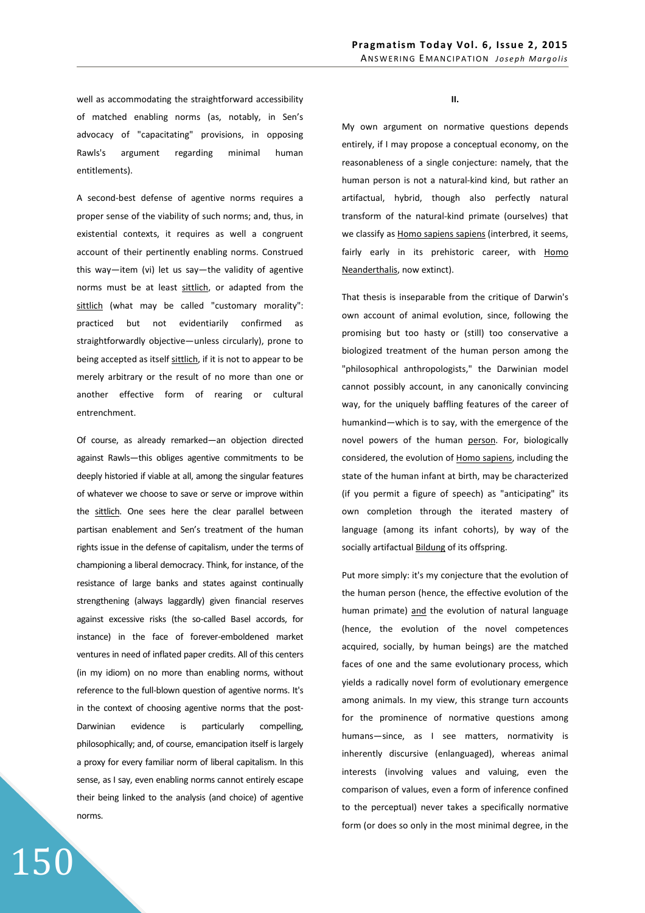well as accommodating the straightforward accessibility of matched enabling norms (as, notably, in Sen's advocacy of "capacitating" provisions, in opposing Rawls's argument regarding minimal human entitlements).

A second-best defense of agentive norms requires a proper sense of the viability of such norms; and, thus, in existential contexts, it requires as well a congruent account of their pertinently enabling norms. Construed this way—item (vi) let us say—the validity of agentive norms must be at least sittlich, or adapted from the sittlich (what may be called "customary morality": practiced but not evidentiarily confirmed as straightforwardly objective—unless circularly), prone to being accepted as itself sittlich, if it is not to appear to be merely arbitrary or the result of no more than one or another effective form of rearing or cultural entrenchment.

Of course, as already remarked—an objection directed against Rawls—this obliges agentive commitments to be deeply historied if viable at all, among the singular features of whatever we choose to save or serve or improve within the sittlich. One sees here the clear parallel between partisan enablement and Sen's treatment of the human rights issue in the defense of capitalism, under the terms of championing a liberal democracy. Think, for instance, of the resistance of large banks and states against continually strengthening (always laggardly) given financial reserves against excessive risks (the so-called Basel accords, for instance) in the face of forever-emboldened market ventures in need of inflated paper credits. All of this centers (in my idiom) on no more than enabling norms, without reference to the full-blown question of agentive norms. It's in the context of choosing agentive norms that the post-Darwinian evidence is particularly compelling, philosophically; and, of course, emancipation itself is largely a proxy for every familiar norm of liberal capitalism. In this sense, as I say, even enabling norms cannot entirely escape their being linked to the analysis (and choice) of agentive norms.

## II.

My own argument on normative questions depends entirely, if I may propose a conceptual economy, on the reasonableness of a single conjecture: namely, that the human person is not a natural-kind kind, but rather an artifactual, hybrid, though also perfectly natural transform of the natural-kind primate (ourselves) that we classify as Homo sapiens sapiens (interbred, it seems, fairly early in its prehistoric career, with Homo Neanderthalis, now extinct).

That thesis is inseparable from the critique of Darwin's own account of animal evolution, since, following the promising but too hasty or (still) too conservative a biologized treatment of the human person among the "philosophical anthropologists," the Darwinian model cannot possibly account, in any canonically convincing way, for the uniquely baffling features of the career of humankind—which is to say, with the emergence of the novel powers of the human person. For, biologically considered, the evolution of Homo sapiens, including the state of the human infant at birth, may be characterized (if you permit a figure of speech) as "anticipating" its own completion through the iterated mastery of language (among its infant cohorts), by way of the socially artifactual Bildung of its offspring.

Put more simply: it's my conjecture that the evolution of the human person (hence, the effective evolution of the human primate) and the evolution of natural language (hence, the evolution of the novel competences acquired, socially, by human beings) are the matched faces of one and the same evolutionary process, which yields a radically novel form of evolutionary emergence among animals. In my view, this strange turn accounts for the prominence of normative questions among humans—since, as I see matters, normativity is inherently discursive (enlanguaged), whereas animal interests (involving values and valuing, even the comparison of values, even a form of inference confined to the perceptual) never takes a specifically normative form (or does so only in the most minimal degree, in the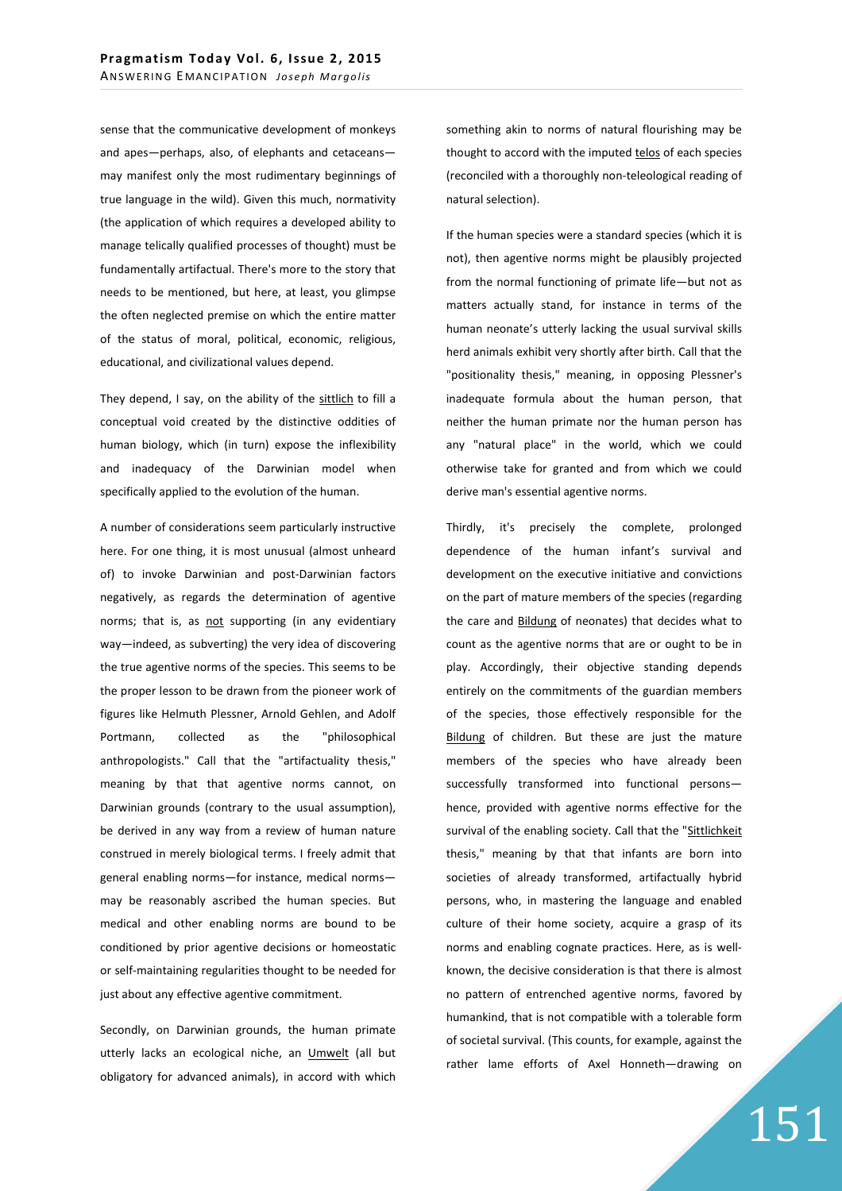sense that the communicative development of monkeys and apes—perhaps, also, of elephants and cetaceans—may manifest only the most rudimentary beginnings of true language in the wild). Given this much, normativity (the application of which requires a developed ability to manage telically qualified processes of thought) must be fundamentally artifactual. There's more to the story that needs to be mentioned, but here, at least, you glimpse the often neglected premise on which the entire matter of the status of moral, political, economic, religious, educational, and civilizational values depend.

They depend, I say, on the ability of the sittlich to fill a conceptual void created by the distinctive oddities of human biology, which (in turn) expose the inflexibility and inadequacy of the Darwinian model when specifically applied to the evolution of the human.

A number of considerations seem particularly instructive here. For one thing, it is most unusual (almost unheard of) to invoke Darwinian and post-Darwinian factors negatively, as regards the determination of agentive norms; that is, as not supporting (in any evidentiary way—indeed, as subverting) the very idea of discovering the true agentive norms of the species. This seems to be the proper lesson to be drawn from the pioneer work of figures like Helmuth Plessner, Arnold Gehlen, and Adolf Portmann, collected as the "philosophical anthropologists." Call that the "artifactuality thesis," meaning by that that agentive norms cannot, on Darwinian grounds (contrary to the usual assumption), be derived in any way from a review of human nature construed in merely biological terms. I freely admit that general enabling norms—for instance, medical norms—may be reasonably ascribed the human species. But medical and other enabling norms are bound to be conditioned by prior agentive decisions or homeostatic or self-maintaining regularities thought to be needed for just about any effective agentive commitment.

Secondly, on Darwinian grounds, the human primate utterly lacks an ecological niche, an Umwelt (all but obligatory for advanced animals), in accord with which something akin to norms of natural flourishing may be thought to accord with the imputed telos of each species (reconciled with a thoroughly non-teleological reading of natural selection).

If the human species were a standard species (which it is not), then agentive norms might be plausibly projected from the normal functioning of primate life—but not as matters actually stand, for instance in terms of the human neonate's utterly lacking the usual survival skills herd animals exhibit very shortly after birth. Call that the "positionality thesis," meaning, in opposing Plessner's inadequate formula about the human person, that neither the human primate nor the human person has any "natural place" in the world, which we could otherwise take for granted and from which we could derive man's essential agentive norms.

Thirdly, it's precisely the complete, prolonged dependence of the human infant's survival and development on the executive initiative and convictions on the part of mature members of the species (regarding the care and Bildung of neonates) that decides what to count as the agentive norms that are or ought to be in play. Accordingly, their objective standing depends entirely on the commitments of the guardian members of the species, those effectively responsible for the Bildung of children. But these are just the mature members of the species who have already been successfully transformed into functional persons—hence, provided with agentive norms effective for the survival of the enabling society. Call that the "Sittlichkeit thesis," meaning by that that infants are born into societies of already transformed, artifactually hybrid persons, who, in mastering the language and enabled culture of their home society, acquire a grasp of its norms and enabling cognate practices. Here, as is well-known, the decisive consideration is that there is almost no pattern of entrenched agentive norms, favored by humankind, that is not compatible with a tolerable form of societal survival. (This counts, for example, against the rather lame efforts of Axel Honneth—drawing on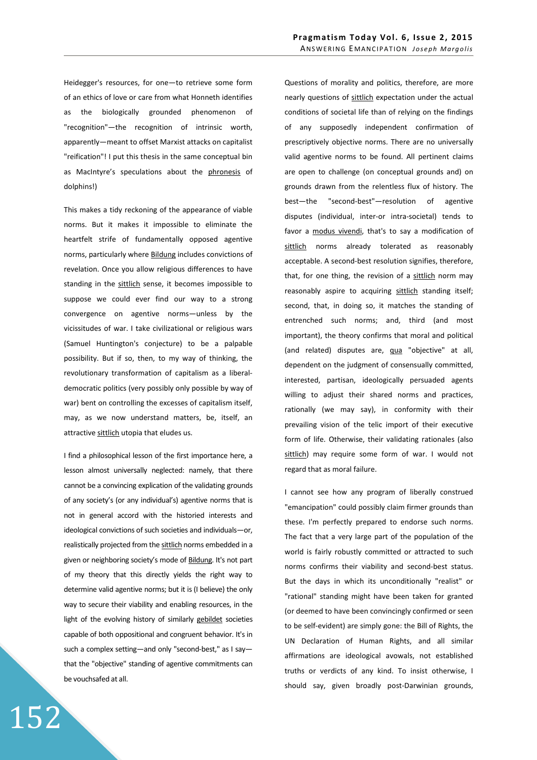Heidegger's resources, for one—to retrieve some form of an ethics of love or care from what Honneth identifies as the biologically grounded phenomenon of "recognition"—the recognition of intrinsic worth, apparently—meant to offset Marxist attacks on capitalist "reification"! I put this thesis in the same conceptual bin as MacIntyre's speculations about the phronesis of dolphins!)

This makes a tidy reckoning of the appearance of viable norms. But it makes it impossible to eliminate the heartfelt strife of fundamentally opposed agentive norms, particularly where Bildung includes convictions of revelation. Once you allow religious differences to have standing in the sittlich sense, it becomes impossible to suppose we could ever find our way to a strong convergence on agentive norms—unless by the vicissitudes of war. I take civilizational or religious wars (Samuel Huntington's conjecture) to be a palpable possibility. But if so, then, to my way of thinking, the revolutionary transformation of capitalism as a liberal-democratic politics (very possibly only possible by way of war) bent on controlling the excesses of capitalism itself, may, as we now understand matters, be, itself, an attractive sittlich utopia that eludes us.

I find a philosophical lesson of the first importance here, a lesson almost universally neglected: namely, that there cannot be a convincing explication of the validating grounds of any society's (or any individual's) agentive norms that is not in general accord with the historied interests and ideological convictions of such societies and individuals—or, realistically projected from the sittlich norms embedded in a given or neighboring society's mode of Bildung. It's not part of my theory that this directly yields the right way to determine valid agentive norms; but it is (I believe) the only way to secure their viability and enabling resources, in the light of the evolving history of similarly gebildet societies capable of both oppositional and congruent behavior. It's in such a complex setting—and only "second-best," as I say—that the "objective" standing of agentive commitments can be vouchsafed at all.

Questions of morality and politics, therefore, are more nearly questions of sittlich expectation under the actual conditions of societal life than of relying on the findings of any supposedly independent confirmation of prescriptively objective norms. There are no universally valid agentive norms to be found. All pertinent claims are open to challenge (on conceptual grounds and) on grounds drawn from the relentless flux of history. The best—the "second-best"—resolution of agentive disputes (individual, inter-or intra-societal) tends to favor a modus vivendi, that's to say a modification of sittlich norms already tolerated as reasonably acceptable. A second-best resolution signifies, therefore, that, for one thing, the revision of a sittlich norm may reasonably aspire to acquiring sittlich standing itself; second, that, in doing so, it matches the standing of entrenched such norms; and, third (and most important), the theory confirms that moral and political (and related) disputes are, qua "objective" at all, dependent on the judgment of consensually committed, interested, partisan, ideologically persuaded agents willing to adjust their shared norms and practices, rationally (we may say), in conformity with their prevailing vision of the telic import of their executive form of life. Otherwise, their validating rationales (also sittlich) may require some form of war. I would not regard that as moral failure.

I cannot see how any program of liberally construed "emancipation" could possibly claim firmer grounds than these. I'm perfectly prepared to endorse such norms. The fact that a very large part of the population of the world is fairly robustly committed or attracted to such norms confirms their viability and second-best status. But the days in which its unconditionally "realist" or "rational" standing might have been taken for granted (or deemed to have been convincingly confirmed or seen to be self-evident) are simply gone: the Bill of Rights, the UN Declaration of Human Rights, and all similar affirmations are ideological avowals, not established truths or verdicts of any kind. To insist otherwise, I should say, given broadly post-Darwinian grounds,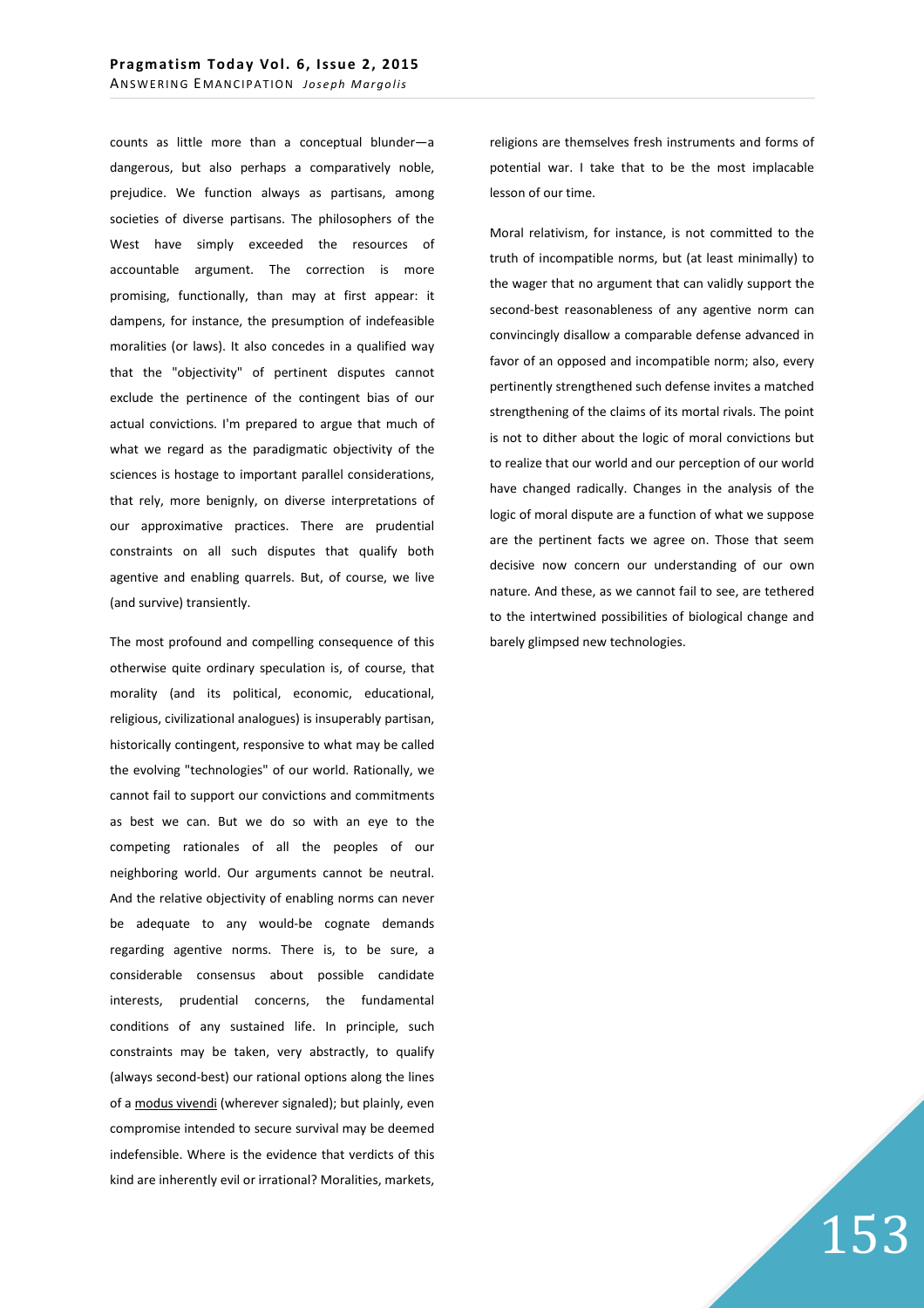counts as little more than a conceptual blunder—a dangerous, but also perhaps a comparatively noble, prejudice. We function always as partisans, among societies of diverse partisans. The philosophers of the West have simply exceeded the resources of accountable argument. The correction is more promising, functionally, than may at first appear: it dampens, for instance, the presumption of indefeasible moralities (or laws). It also concedes in a qualified way that the "objectivity" of pertinent disputes cannot exclude the pertinence of the contingent bias of our actual convictions. I'm prepared to argue that much of what we regard as the paradigmatic objectivity of the sciences is hostage to important parallel considerations, that rely, more benignly, on diverse interpretations of our approximative practices. There are prudential constraints on all such disputes that qualify both agentive and enabling quarrels. But, of course, we live (and survive) transiently.

The most profound and compelling consequence of this otherwise quite ordinary speculation is, of course, that morality (and its political, economic, educational, religious, civilizational analogues) is insuperably partisan, historically contingent, responsive to what may be called the evolving "technologies" of our world. Rationally, we cannot fail to support our convictions and commitments as best we can. But we do so with an eye to the competing rationales of all the peoples of our neighboring world. Our arguments cannot be neutral. And the relative objectivity of enabling norms can never be adequate to any would-be cognate demands regarding agentive norms. There is, to be sure, a considerable consensus about possible candidate interests, prudential concerns, the fundamental conditions of any sustained life. In principle, such constraints may be taken, very abstractly, to qualify (always second-best) our rational options along the lines of a modus vivendi (wherever signaled); but plainly, even compromise intended to secure survival may be deemed indefensible. Where is the evidence that verdicts of this kind are inherently evil or irrational? Moralities, markets, religions are themselves fresh instruments and forms of potential war. I take that to be the most implacable lesson of our time.

Moral relativism, for instance, is not committed to the truth of incompatible norms, but (at least minimally) to the wager that no argument that can validly support the second-best reasonableness of any agentive norm can convincingly disallow a comparable defense advanced in favor of an opposed and incompatible norm; also, every pertinently strengthened such defense invites a matched strengthening of the claims of its mortal rivals. The point is not to dither about the logic of moral convictions but to realize that our world and our perception of our world have changed radically. Changes in the analysis of the logic of moral dispute are a function of what we suppose are the pertinent facts we agree on. Those that seem decisive now concern our understanding of our own nature. And these, as we cannot fail to see, are tethered to the intertwined possibilities of biological change and barely glimpsed new technologies.